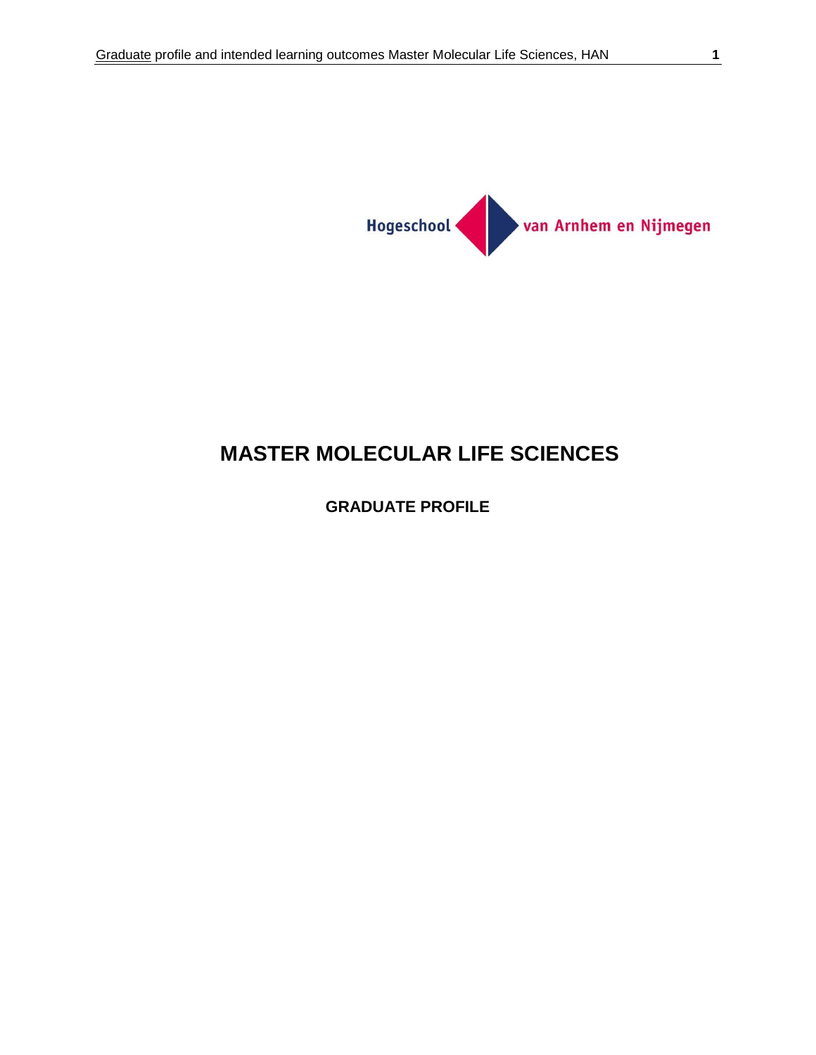Hogeschool van Arnhem en Nijmegen

# MASTER MOLECULAR LIFE SCIENCES

## GRADUATE PROFILE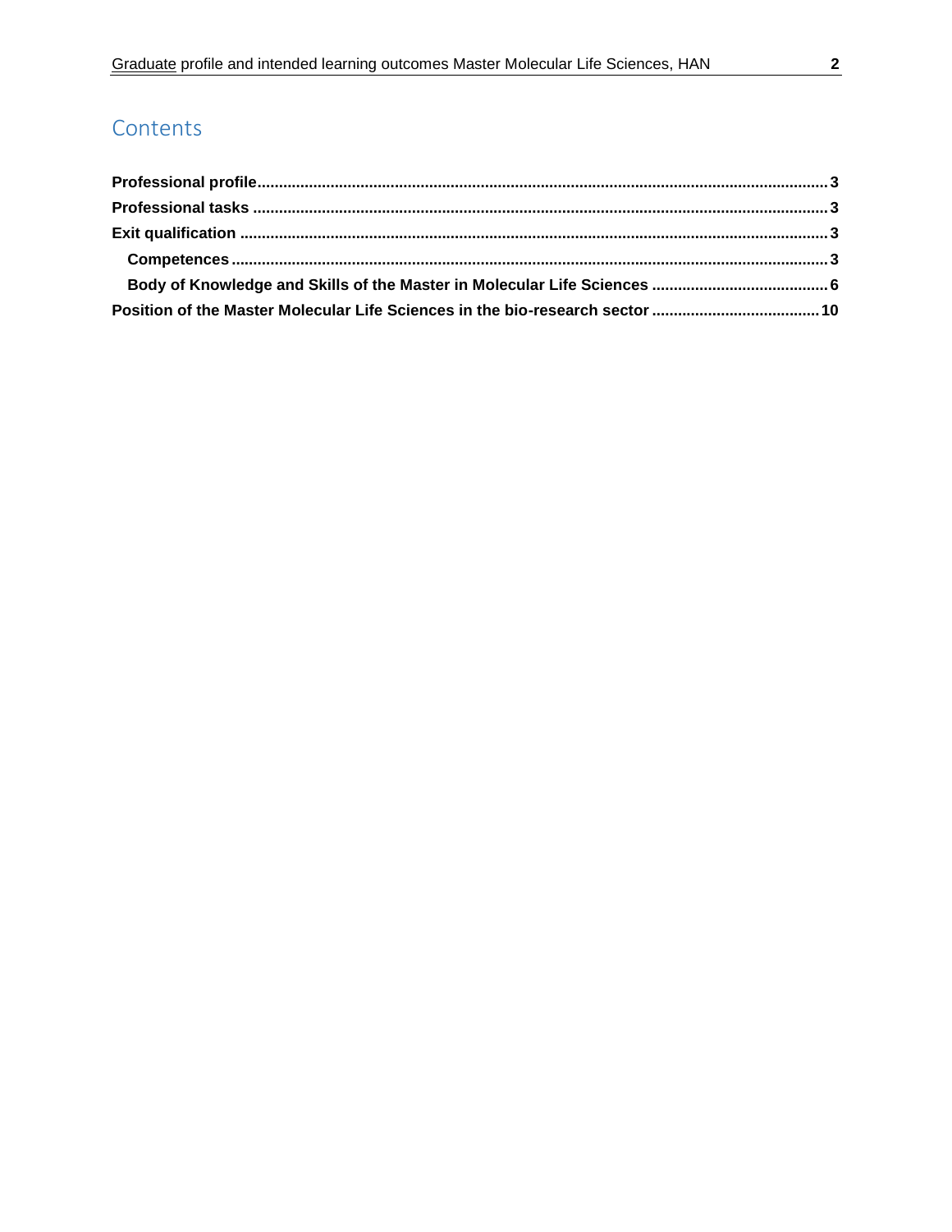# Contents

**Professional profile** .......... 3

**Professional tasks** .......... 3

**Exit qualification** .......... 3

- **Competences** .......... 3
- **Body of Knowledge and Skills of the Master in Molecular Life Sciences** .......... 6

**Position of the Master Molecular Life Sciences in the bio-research sector** .......... 10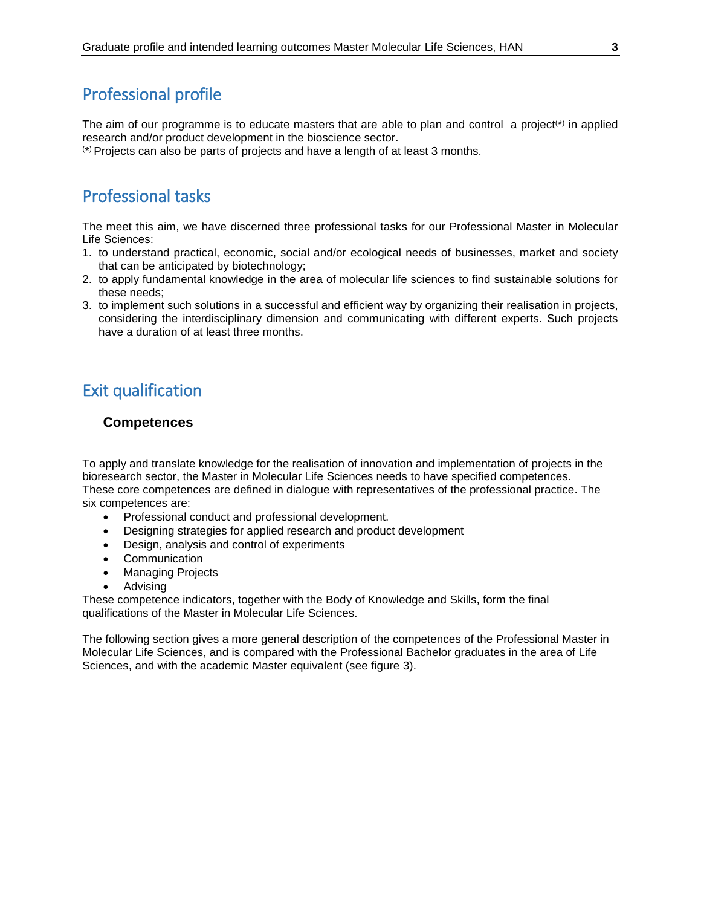## Professional profile

The aim of our programme is to educate masters that are able to plan and control a project(*) in applied research and/or product development in the bioscience sector.
(*) Projects can also be parts of projects and have a length of at least 3 months.

## Professional tasks

The meet this aim, we have discerned three professional tasks for our Professional Master in Molecular Life Sciences:

1. to understand practical, economic, social and/or ecological needs of businesses, market and society that can be anticipated by biotechnology;
2. to apply fundamental knowledge in the area of molecular life sciences to find sustainable solutions for these needs;
3. to implement such solutions in a successful and efficient way by organizing their realisation in projects, considering the interdisciplinary dimension and communicating with different experts. Such projects have a duration of at least three months.

## Exit qualification

### Competences

To apply and translate knowledge for the realisation of innovation and implementation of projects in the bioresearch sector, the Master in Molecular Life Sciences needs to have specified competences. These core competences are defined in dialogue with representatives of the professional practice. The six competences are:

- Professional conduct and professional development.
- Designing strategies for applied research and product development
- Design, analysis and control of experiments
- Communication
- Managing Projects
- Advising

These competence indicators, together with the Body of Knowledge and Skills, form the final qualifications of the Master in Molecular Life Sciences.

The following section gives a more general description of the competences of the Professional Master in Molecular Life Sciences, and is compared with the Professional Bachelor graduates in the area of Life Sciences, and with the academic Master equivalent (see figure 3).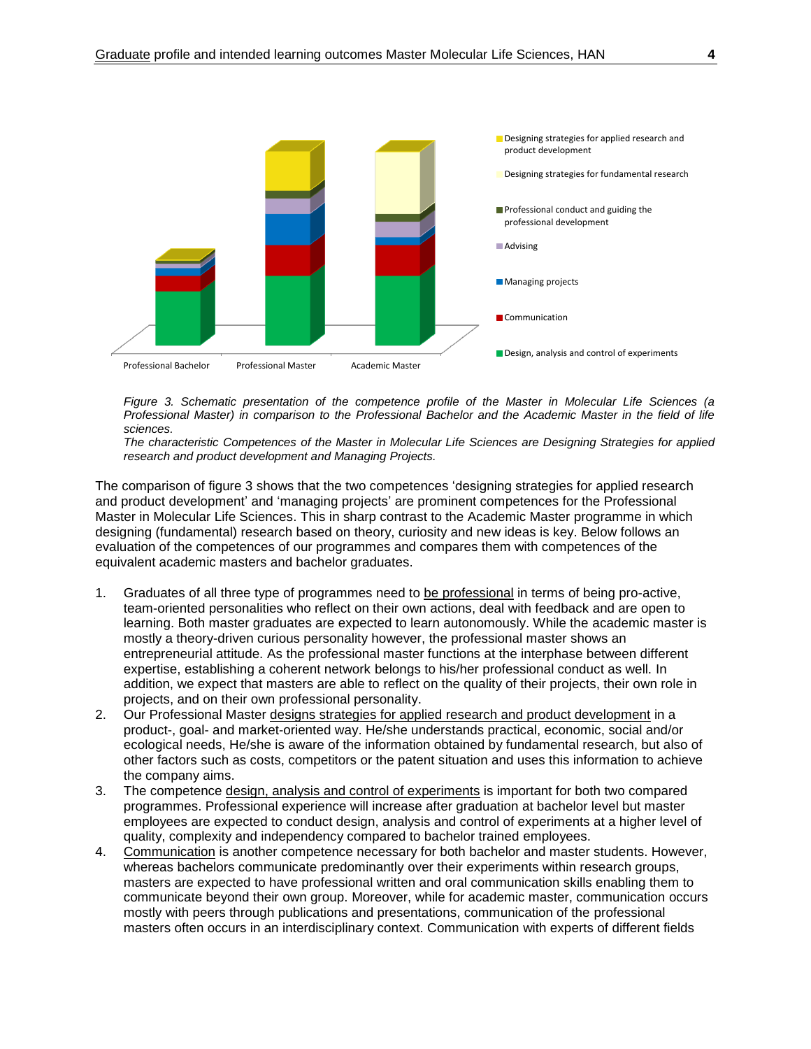*Figure 3. Schematic presentation of the competence profile of the Master in Molecular Life Sciences (a Professional Master) in comparison to the Professional Bachelor and the Academic Master in the field of life sciences.*

*The characteristic Competences of the Master in Molecular Life Sciences are Designing Strategies for applied research and product development and Managing Projects.*

The comparison of figure 3 shows that the two competences 'designing strategies for applied research and product development' and 'managing projects' are prominent competences for the Professional Master in Molecular Life Sciences. This in sharp contrast to the Academic Master programme in which designing (fundamental) research based on theory, curiosity and new ideas is key. Below follows an evaluation of the competences of our programmes and compares them with competences of the equivalent academic masters and bachelor graduates.

1. Graduates of all three type of programmes need to be professional in terms of being pro-active, team-oriented personalities who reflect on their own actions, deal with feedback and are open to learning. Both master graduates are expected to learn autonomously. While the academic master is mostly a theory-driven curious personality however, the professional master shows an entrepreneurial attitude. As the professional master functions at the interphase between different expertise, establishing a coherent network belongs to his/her professional conduct as well. In addition, we expect that masters are able to reflect on the quality of their projects, their own role in projects, and on their own professional personality.
2. Our Professional Master designs strategies for applied research and product development in a product-, goal- and market-oriented way. He/she understands practical, economic, social and/or ecological needs, He/she is aware of the information obtained by fundamental research, but also of other factors such as costs, competitors or the patent situation and uses this information to achieve the company aims.
3. The competence design, analysis and control of experiments is important for both two compared programmes. Professional experience will increase after graduation at bachelor level but master employees are expected to conduct design, analysis and control of experiments at a higher level of quality, complexity and independency compared to bachelor trained employees.
4. Communication is another competence necessary for both bachelor and master students. However, whereas bachelors communicate predominantly over their experiments within research groups, masters are expected to have professional written and oral communication skills enabling them to communicate beyond their own group. Moreover, while for academic master, communication occurs mostly with peers through publications and presentations, communication of the professional masters often occurs in an interdisciplinary context. Communication with experts of different fields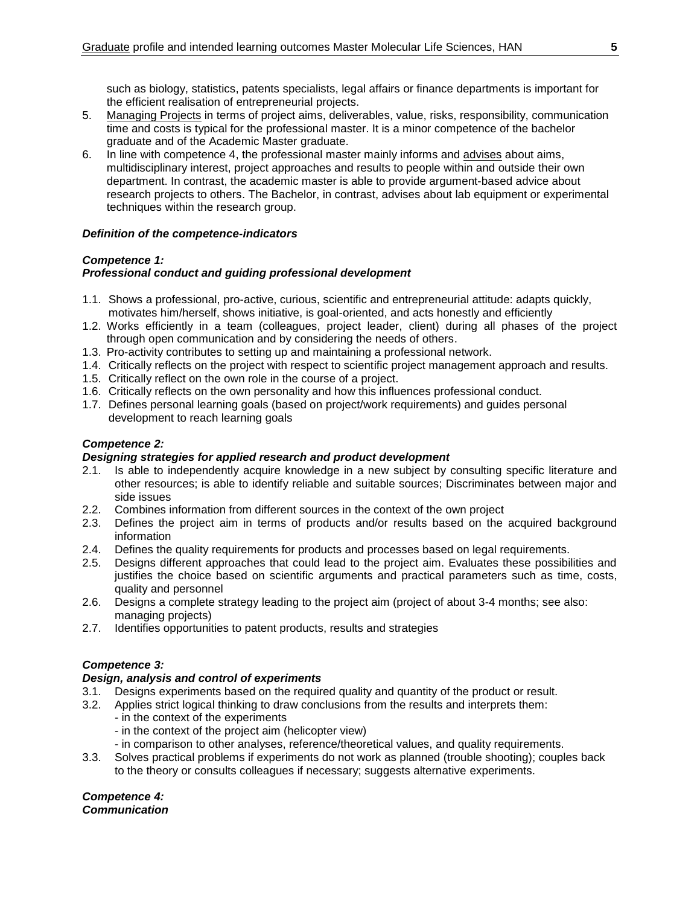such as biology, statistics, patents specialists, legal affairs or finance departments is important for the efficient realisation of entrepreneurial projects.

5. Managing Projects in terms of project aims, deliverables, value, risks, responsibility, communication time and costs is typical for the professional master. It is a minor competence of the bachelor graduate and of the Academic Master graduate.
6. In line with competence 4, the professional master mainly informs and advises about aims, multidisciplinary interest, project approaches and results to people within and outside their own department. In contrast, the academic master is able to provide argument-based advice about research projects to others. The Bachelor, in contrast, advises about lab equipment or experimental techniques within the research group.

***Definition of the competence-indicators***

***Competence 1:***
***Professional conduct and guiding professional development***

1.1. Shows a professional, pro-active, curious, scientific and entrepreneurial attitude: adapts quickly, motivates him/herself, shows initiative, is goal-oriented, and acts honestly and efficiently
1.2. Works efficiently in a team (colleagues, project leader, client) during all phases of the project through open communication and by considering the needs of others.
1.3. Pro-activity contributes to setting up and maintaining a professional network.
1.4. Critically reflects on the project with respect to scientific project management approach and results.
1.5. Critically reflect on the own role in the course of a project.
1.6. Critically reflects on the own personality and how this influences professional conduct.
1.7. Defines personal learning goals (based on project/work requirements) and guides personal development to reach learning goals

***Competence 2:***
***Designing strategies for applied research and product development***

2.1. Is able to independently acquire knowledge in a new subject by consulting specific literature and other resources; is able to identify reliable and suitable sources; Discriminates between major and side issues
2.2. Combines information from different sources in the context of the own project
2.3. Defines the project aim in terms of products and/or results based on the acquired background information
2.4. Defines the quality requirements for products and processes based on legal requirements.
2.5. Designs different approaches that could lead to the project aim. Evaluates these possibilities and justifies the choice based on scientific arguments and practical parameters such as time, costs, quality and personnel
2.6. Designs a complete strategy leading to the project aim (project of about 3-4 months; see also: managing projects)
2.7. Identifies opportunities to patent products, results and strategies

***Competence 3:***
***Design, analysis and control of experiments***

3.1. Designs experiments based on the required quality and quantity of the product or result.
3.2. Applies strict logical thinking to draw conclusions from the results and interprets them:
   - in the context of the experiments
   - in the context of the project aim (helicopter view)
   - in comparison to other analyses, reference/theoretical values, and quality requirements.
3.3. Solves practical problems if experiments do not work as planned (trouble shooting); couples back to the theory or consults colleagues if necessary; suggests alternative experiments.

***Competence 4:***
***Communication***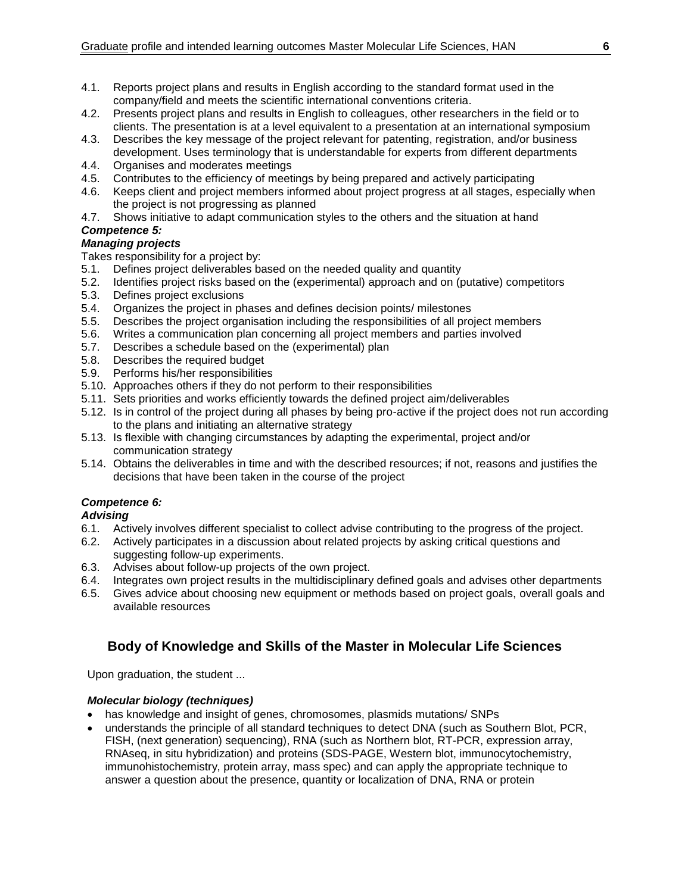4.1. Reports project plans and results in English according to the standard format used in the company/field and meets the scientific international conventions criteria.
4.2. Presents project plans and results in English to colleagues, other researchers in the field or to clients. The presentation is at a level equivalent to a presentation at an international symposium
4.3. Describes the key message of the project relevant for patenting, registration, and/or business development. Uses terminology that is understandable for experts from different departments
4.4. Organises and moderates meetings
4.5. Contributes to the efficiency of meetings by being prepared and actively participating
4.6. Keeps client and project members informed about project progress at all stages, especially when the project is not progressing as planned
4.7. Shows initiative to adapt communication styles to the others and the situation at hand

***Competence 5:***
***Managing projects***

Takes responsibility for a project by:

5.1. Defines project deliverables based on the needed quality and quantity
5.2. Identifies project risks based on the (experimental) approach and on (putative) competitors
5.3. Defines project exclusions
5.4. Organizes the project in phases and defines decision points/ milestones
5.5. Describes the project organisation including the responsibilities of all project members
5.6. Writes a communication plan concerning all project members and parties involved
5.7. Describes a schedule based on the (experimental) plan
5.8. Describes the required budget
5.9. Performs his/her responsibilities
5.10. Approaches others if they do not perform to their responsibilities
5.11. Sets priorities and works efficiently towards the defined project aim/deliverables
5.12. Is in control of the project during all phases by being pro-active if the project does not run according to the plans and initiating an alternative strategy
5.13. Is flexible with changing circumstances by adapting the experimental, project and/or communication strategy
5.14. Obtains the deliverables in time and with the described resources; if not, reasons and justifies the decisions that have been taken in the course of the project

***Competence 6:***
***Advising***

6.1. Actively involves different specialist to collect advise contributing to the progress of the project.
6.2. Actively participates in a discussion about related projects by asking critical questions and suggesting follow-up experiments.
6.3. Advises about follow-up projects of the own project.
6.4. Integrates own project results in the multidisciplinary defined goals and advises other departments
6.5. Gives advice about choosing new equipment or methods based on project goals, overall goals and available resources

## Body of Knowledge and Skills of the Master in Molecular Life Sciences

Upon graduation, the student ...

***Molecular biology (techniques)***

- has knowledge and insight of genes, chromosomes, plasmids mutations/ SNPs
- understands the principle of all standard techniques to detect DNA (such as Southern Blot, PCR, FISH, (next generation) sequencing), RNA (such as Northern blot, RT-PCR, expression array, RNAseq, in situ hybridization) and proteins (SDS-PAGE, Western blot, immunocytochemistry, immunohistochemistry, protein array, mass spec) and can apply the appropriate technique to answer a question about the presence, quantity or localization of DNA, RNA or protein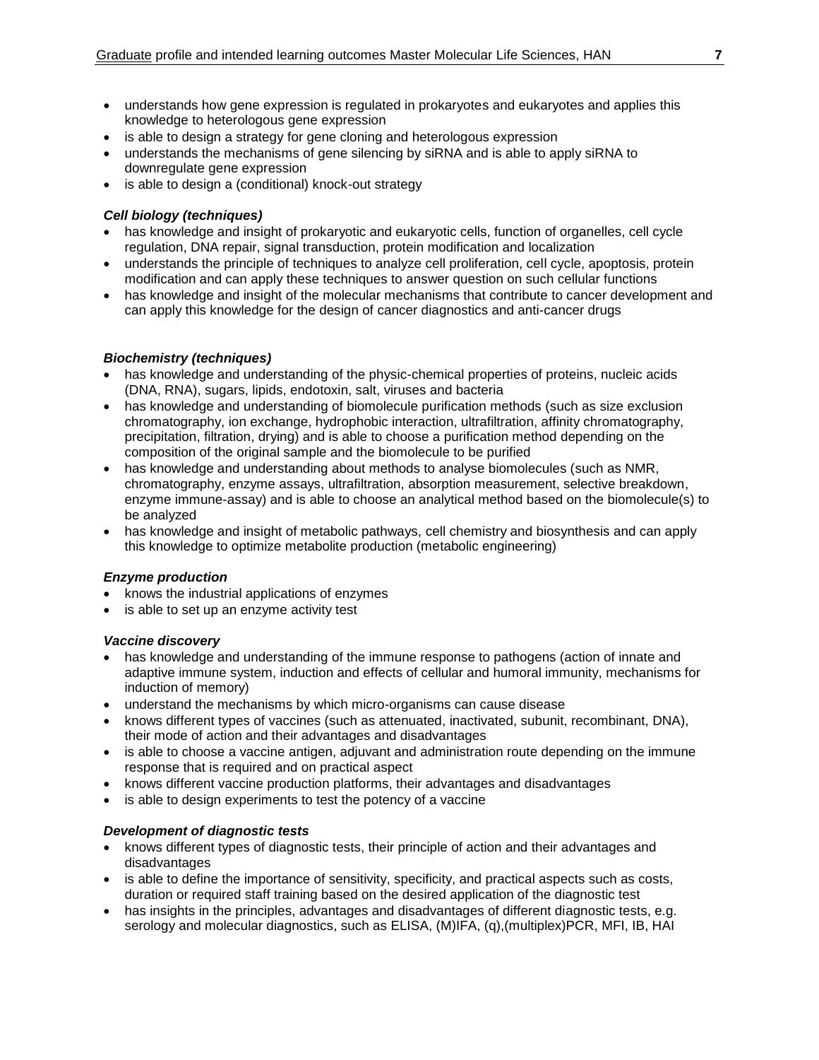- understands how gene expression is regulated in prokaryotes and eukaryotes and applies this knowledge to heterologous gene expression
- is able to design a strategy for gene cloning and heterologous expression
- understands the mechanisms of gene silencing by siRNA and is able to apply siRNA to downregulate gene expression
- is able to design a (conditional) knock-out strategy

***Cell biology (techniques)***

- has knowledge and insight of prokaryotic and eukaryotic cells, function of organelles, cell cycle regulation, DNA repair, signal transduction, protein modification and localization
- understands the principle of techniques to analyze cell proliferation, cell cycle, apoptosis, protein modification and can apply these techniques to answer question on such cellular functions
- has knowledge and insight of the molecular mechanisms that contribute to cancer development and can apply this knowledge for the design of cancer diagnostics and anti-cancer drugs

***Biochemistry (techniques)***

- has knowledge and understanding of the physic-chemical properties of proteins, nucleic acids (DNA, RNA), sugars, lipids, endotoxin, salt, viruses and bacteria
- has knowledge and understanding of biomolecule purification methods (such as size exclusion chromatography, ion exchange, hydrophobic interaction, ultrafiltration, affinity chromatography, precipitation, filtration, drying) and is able to choose a purification method depending on the composition of the original sample and the biomolecule to be purified
- has knowledge and understanding about methods to analyse biomolecules (such as NMR, chromatography, enzyme assays, ultrafiltration, absorption measurement, selective breakdown, enzyme immune-assay) and is able to choose an analytical method based on the biomolecule(s) to be analyzed
- has knowledge and insight of metabolic pathways, cell chemistry and biosynthesis and can apply this knowledge to optimize metabolite production (metabolic engineering)

***Enzyme production***

- knows the industrial applications of enzymes
- is able to set up an enzyme activity test

***Vaccine discovery***

- has knowledge and understanding of the immune response to pathogens (action of innate and adaptive immune system, induction and effects of cellular and humoral immunity, mechanisms for induction of memory)
- understand the mechanisms by which micro-organisms can cause disease
- knows different types of vaccines (such as attenuated, inactivated, subunit, recombinant, DNA), their mode of action and their advantages and disadvantages
- is able to choose a vaccine antigen, adjuvant and administration route depending on the immune response that is required and on practical aspect
- knows different vaccine production platforms, their advantages and disadvantages
- is able to design experiments to test the potency of a vaccine

***Development of diagnostic tests***

- knows different types of diagnostic tests, their principle of action and their advantages and disadvantages
- is able to define the importance of sensitivity, specificity, and practical aspects such as costs, duration or required staff training based on the desired application of the diagnostic test
- has insights in the principles, advantages and disadvantages of different diagnostic tests, e.g. serology and molecular diagnostics, such as ELISA, (M)IFA, (q),(multiplex)PCR, MFI, IB, HAI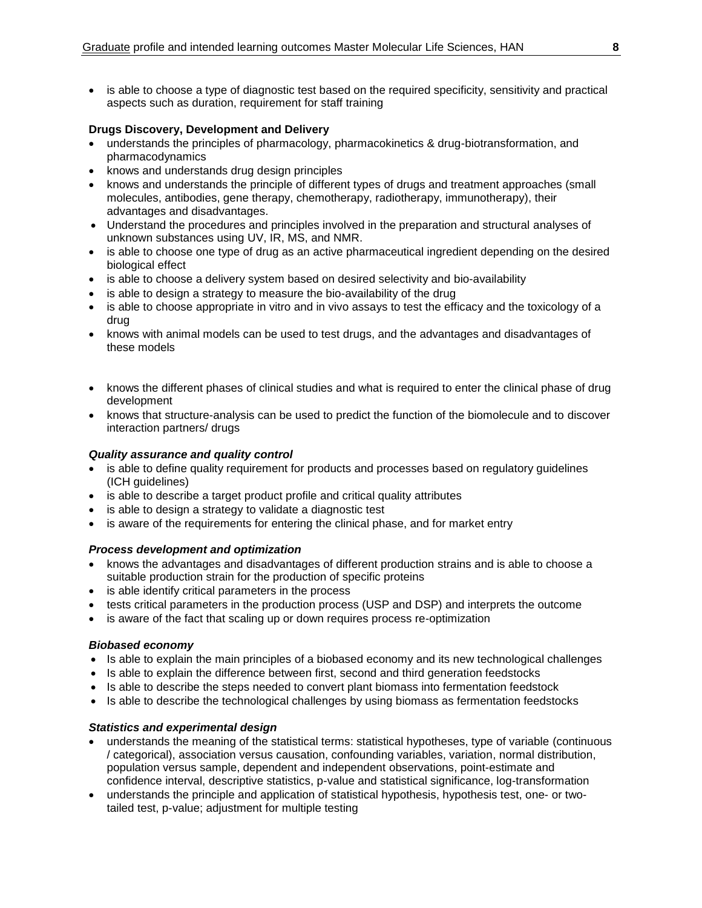- is able to choose a type of diagnostic test based on the required specificity, sensitivity and practical aspects such as duration, requirement for staff training

**Drugs Discovery, Development and Delivery**

- understands the principles of pharmacology, pharmacokinetics & drug-biotransformation, and pharmacodynamics
- knows and understands drug design principles
- knows and understands the principle of different types of drugs and treatment approaches (small molecules, antibodies, gene therapy, chemotherapy, radiotherapy, immunotherapy), their advantages and disadvantages.
- Understand the procedures and principles involved in the preparation and structural analyses of unknown substances using UV, IR, MS, and NMR.
- is able to choose one type of drug as an active pharmaceutical ingredient depending on the desired biological effect
- is able to choose a delivery system based on desired selectivity and bio-availability
- is able to design a strategy to measure the bio-availability of the drug
- is able to choose appropriate in vitro and in vivo assays to test the efficacy and the toxicology of a drug
- knows with animal models can be used to test drugs, and the advantages and disadvantages of these models
- knows the different phases of clinical studies and what is required to enter the clinical phase of drug development
- knows that structure-analysis can be used to predict the function of the biomolecule and to discover interaction partners/ drugs

***Quality assurance and quality control***

- is able to define quality requirement for products and processes based on regulatory guidelines (ICH guidelines)
- is able to describe a target product profile and critical quality attributes
- is able to design a strategy to validate a diagnostic test
- is aware of the requirements for entering the clinical phase, and for market entry

***Process development and optimization***

- knows the advantages and disadvantages of different production strains and is able to choose a suitable production strain for the production of specific proteins
- is able identify critical parameters in the process
- tests critical parameters in the production process (USP and DSP) and interprets the outcome
- is aware of the fact that scaling up or down requires process re-optimization

***Biobased economy***

- Is able to explain the main principles of a biobased economy and its new technological challenges
- Is able to explain the difference between first, second and third generation feedstocks
- Is able to describe the steps needed to convert plant biomass into fermentation feedstock
- Is able to describe the technological challenges by using biomass as fermentation feedstocks

***Statistics and experimental design***

- understands the meaning of the statistical terms: statistical hypotheses, type of variable (continuous / categorical), association versus causation, confounding variables, variation, normal distribution, population versus sample, dependent and independent observations, point-estimate and confidence interval, descriptive statistics, p-value and statistical significance, log-transformation
- understands the principle and application of statistical hypothesis, hypothesis test, one- or two-tailed test, p-value; adjustment for multiple testing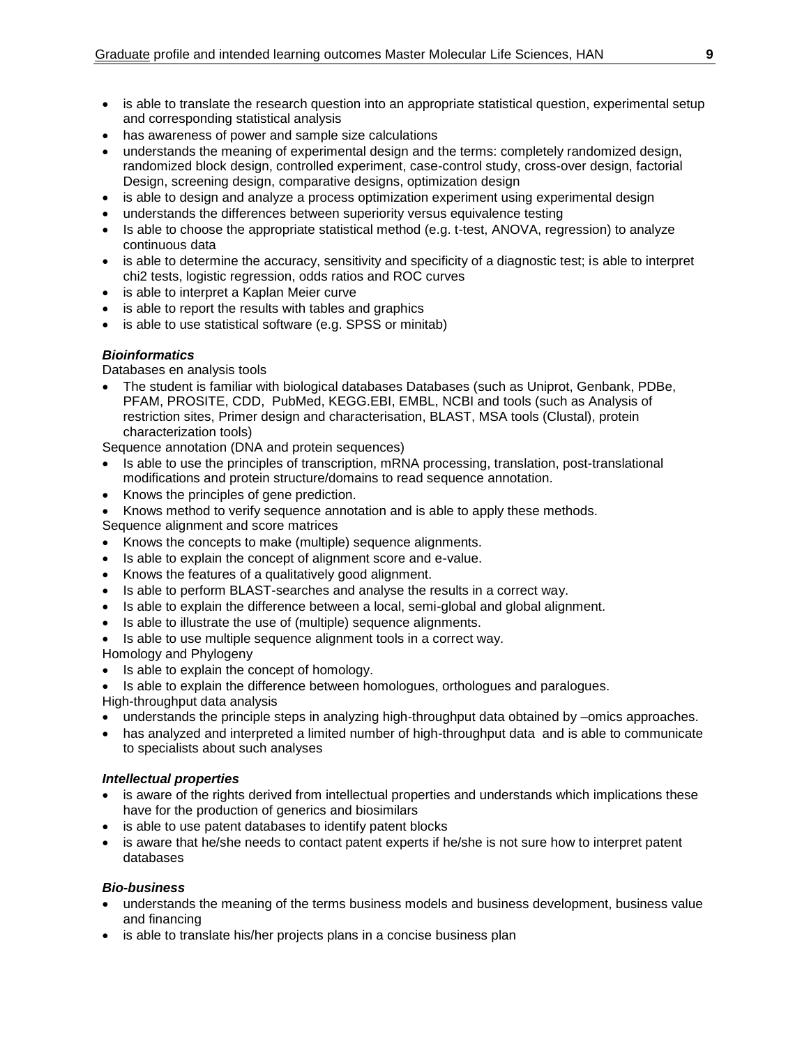- is able to translate the research question into an appropriate statistical question, experimental setup and corresponding statistical analysis
- has awareness of power and sample size calculations
- understands the meaning of experimental design and the terms: completely randomized design, randomized block design, controlled experiment, case-control study, cross-over design, factorial Design, screening design, comparative designs, optimization design
- is able to design and analyze a process optimization experiment using experimental design
- understands the differences between superiority versus equivalence testing
- Is able to choose the appropriate statistical method (e.g. t-test, ANOVA, regression) to analyze continuous data
- is able to determine the accuracy, sensitivity and specificity of a diagnostic test; is able to interpret chi2 tests, logistic regression, odds ratios and ROC curves
- is able to interpret a Kaplan Meier curve
- is able to report the results with tables and graphics
- is able to use statistical software (e.g. SPSS or minitab)

***Bioinformatics***

Databases en analysis tools

- The student is familiar with biological databases Databases (such as Uniprot, Genbank, PDBe, PFAM, PROSITE, CDD, PubMed, KEGG.EBI, EMBL, NCBI and tools (such as Analysis of restriction sites, Primer design and characterisation, BLAST, MSA tools (Clustal), protein characterization tools)

Sequence annotation (DNA and protein sequences)

- Is able to use the principles of transcription, mRNA processing, translation, post-translational modifications and protein structure/domains to read sequence annotation.
- Knows the principles of gene prediction.
- Knows method to verify sequence annotation and is able to apply these methods.

Sequence alignment and score matrices

- Knows the concepts to make (multiple) sequence alignments.
- Is able to explain the concept of alignment score and e-value.
- Knows the features of a qualitatively good alignment.
- Is able to perform BLAST-searches and analyse the results in a correct way.
- Is able to explain the difference between a local, semi-global and global alignment.
- Is able to illustrate the use of (multiple) sequence alignments.
- Is able to use multiple sequence alignment tools in a correct way.

Homology and Phylogeny

- Is able to explain the concept of homology.
- Is able to explain the difference between homologues, orthologues and paralogues.

High-throughput data analysis

- understands the principle steps in analyzing high-throughput data obtained by –omics approaches.
- has analyzed and interpreted a limited number of high-throughput data and is able to communicate to specialists about such analyses

***Intellectual properties***

- is aware of the rights derived from intellectual properties and understands which implications these have for the production of generics and biosimilars
- is able to use patent databases to identify patent blocks
- is aware that he/she needs to contact patent experts if he/she is not sure how to interpret patent databases

***Bio-business***

- understands the meaning of the terms business models and business development, business value and financing
- is able to translate his/her projects plans in a concise business plan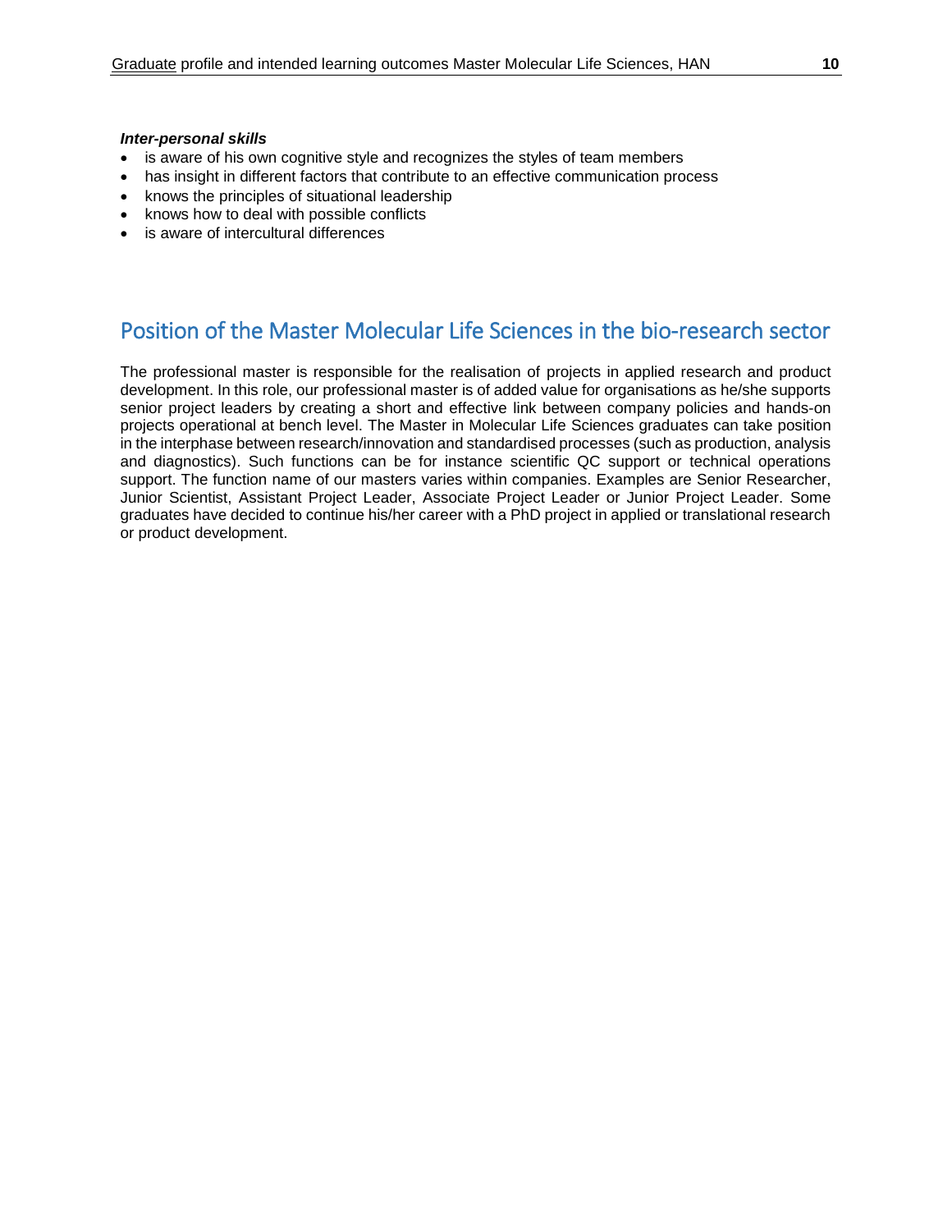***Inter-personal skills***

- is aware of his own cognitive style and recognizes the styles of team members
- has insight in different factors that contribute to an effective communication process
- knows the principles of situational leadership
- knows how to deal with possible conflicts
- is aware of intercultural differences

## Position of the Master Molecular Life Sciences in the bio-research sector

The professional master is responsible for the realisation of projects in applied research and product development. In this role, our professional master is of added value for organisations as he/she supports senior project leaders by creating a short and effective link between company policies and hands-on projects operational at bench level. The Master in Molecular Life Sciences graduates can take position in the interphase between research/innovation and standardised processes (such as production, analysis and diagnostics). Such functions can be for instance scientific QC support or technical operations support. The function name of our masters varies within companies. Examples are Senior Researcher, Junior Scientist, Assistant Project Leader, Associate Project Leader or Junior Project Leader. Some graduates have decided to continue his/her career with a PhD project in applied or translational research or product development.